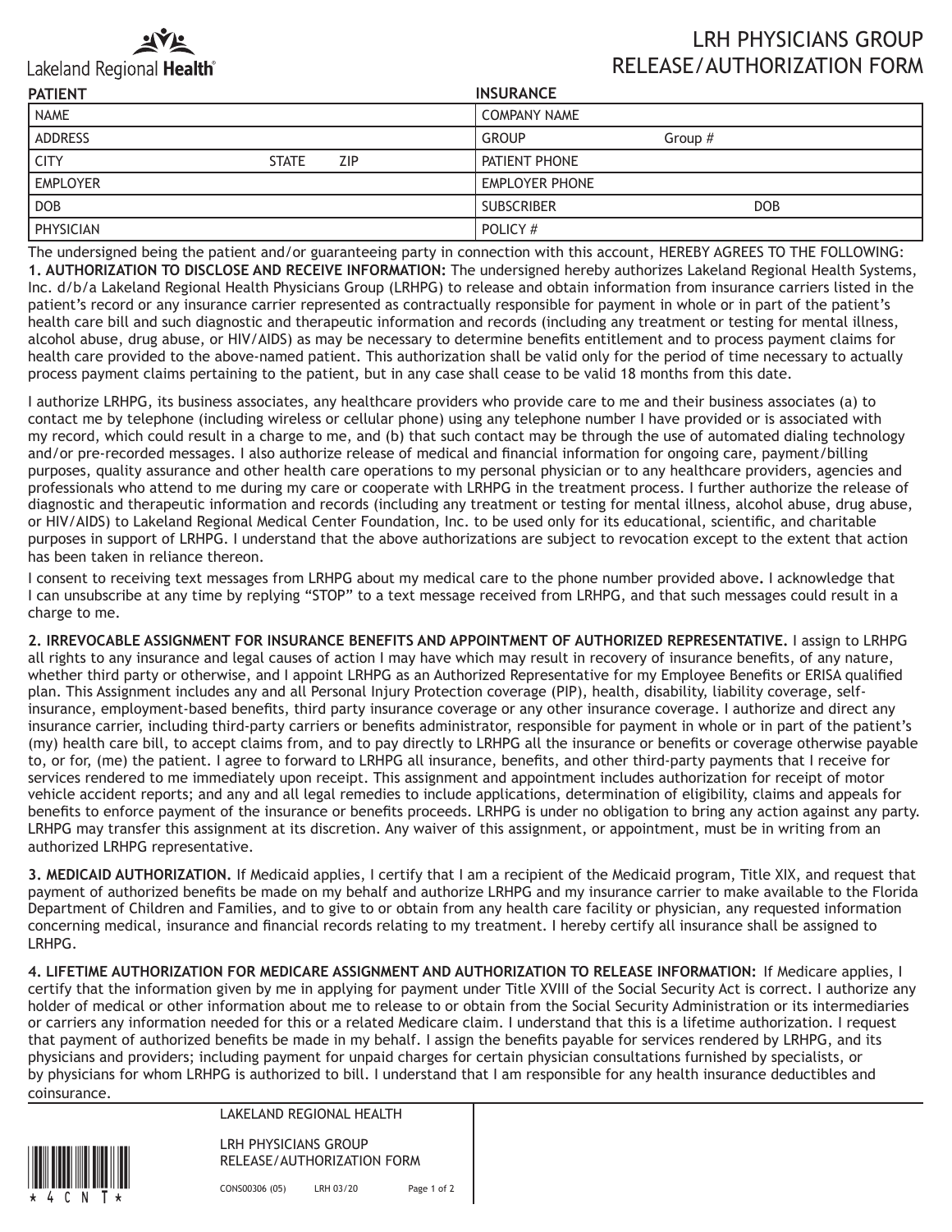Lakeland Regional Health

# LRH PHYSICIANS GROUP RELEASE/AUTHORIZATION FORM

| PATIENT | | | INSURANCE | |
|---|---|---|---|---|
| NAME | | | COMPANY NAME | |
| ADDRESS | | | GROUP | Group # |
| CITY | STATE | ZIP | PATIENT PHONE | |
| EMPLOYER | | | EMPLOYER PHONE | |
| DOB | | | SUBSCRIBER | DOB |
| PHYSICIAN | | | POLICY # | |

The undersigned being the patient and/or guaranteeing party in connection with this account, HEREBY AGREES TO THE FOLLOWING:

**1. AUTHORIZATION TO DISCLOSE AND RECEIVE INFORMATION:** The undersigned hereby authorizes Lakeland Regional Health Systems, Inc. d/b/a Lakeland Regional Health Physicians Group (LRHPG) to release and obtain information from insurance carriers listed in the patient's record or any insurance carrier represented as contractually responsible for payment in whole or in part of the patient's health care bill and such diagnostic and therapeutic information and records (including any treatment or testing for mental illness, alcohol abuse, drug abuse, or HIV/AIDS) as may be necessary to determine benefits entitlement and to process payment claims for health care provided to the above-named patient. This authorization shall be valid only for the period of time necessary to actually process payment claims pertaining to the patient, but in any case shall cease to be valid 18 months from this date.

I authorize LRHPG, its business associates, any healthcare providers who provide care to me and their business associates (a) to contact me by telephone (including wireless or cellular phone) using any telephone number I have provided or is associated with my record, which could result in a charge to me, and (b) that such contact may be through the use of automated dialing technology and/or pre-recorded messages. I also authorize release of medical and financial information for ongoing care, payment/billing purposes, quality assurance and other health care operations to my personal physician or to any healthcare providers, agencies and professionals who attend to me during my care or cooperate with LRHPG in the treatment process. I further authorize the release of diagnostic and therapeutic information and records (including any treatment or testing for mental illness, alcohol abuse, drug abuse, or HIV/AIDS) to Lakeland Regional Medical Center Foundation, Inc. to be used only for its educational, scientific, and charitable purposes in support of LRHPG. I understand that the above authorizations are subject to revocation except to the extent that action has been taken in reliance thereon.

I consent to receiving text messages from LRHPG about my medical care to the phone number provided above**.** I acknowledge that I can unsubscribe at any time by replying "STOP" to a text message received from LRHPG, and that such messages could result in a charge to me.

**2. IRREVOCABLE ASSIGNMENT FOR INSURANCE BENEFITS AND APPOINTMENT OF AUTHORIZED REPRESENTATIVE.** I assign to LRHPG all rights to any insurance and legal causes of action I may have which may result in recovery of insurance benefits, of any nature, whether third party or otherwise, and I appoint LRHPG as an Authorized Representative for my Employee Benefits or ERISA qualified plan. This Assignment includes any and all Personal Injury Protection coverage (PIP), health, disability, liability coverage, self-insurance, employment-based benefits, third party insurance coverage or any other insurance coverage. I authorize and direct any insurance carrier, including third-party carriers or benefits administrator, responsible for payment in whole or in part of the patient's (my) health care bill, to accept claims from, and to pay directly to LRHPG all the insurance or benefits or coverage otherwise payable to, or for, (me) the patient. I agree to forward to LRHPG all insurance, benefits, and other third-party payments that I receive for services rendered to me immediately upon receipt. This assignment and appointment includes authorization for receipt of motor vehicle accident reports; and any and all legal remedies to include applications, determination of eligibility, claims and appeals for benefits to enforce payment of the insurance or benefits proceeds. LRHPG is under no obligation to bring any action against any party. LRHPG may transfer this assignment at its discretion. Any waiver of this assignment, or appointment, must be in writing from an authorized LRHPG representative.

**3. MEDICAID AUTHORIZATION.** If Medicaid applies, I certify that I am a recipient of the Medicaid program, Title XIX, and request that payment of authorized benefits be made on my behalf and authorize LRHPG and my insurance carrier to make available to the Florida Department of Children and Families, and to give to or obtain from any health care facility or physician, any requested information concerning medical, insurance and financial records relating to my treatment. I hereby certify all insurance shall be assigned to LRHPG.

**4. LIFETIME AUTHORIZATION FOR MEDICARE ASSIGNMENT AND AUTHORIZATION TO RELEASE INFORMATION:** If Medicare applies, I certify that the information given by me in applying for payment under Title XVIII of the Social Security Act is correct. I authorize any holder of medical or other information about me to release to or obtain from the Social Security Administration or its intermediaries or carriers any information needed for this or a related Medicare claim. I understand that this is a lifetime authorization. I request that payment of authorized benefits be made in my behalf. I assign the benefits payable for services rendered by LRHPG, and its physicians and providers; including payment for unpaid charges for certain physician consultations furnished by specialists, or by physicians for whom LRHPG is authorized to bill. I understand that I am responsible for any health insurance deductibles and coinsurance.

\*4CNT\*

LAKELAND REGIONAL HEALTH

LRH PHYSICIANS GROUP RELEASE/AUTHORIZATION FORM

CONS00306 (05) LRH 03/20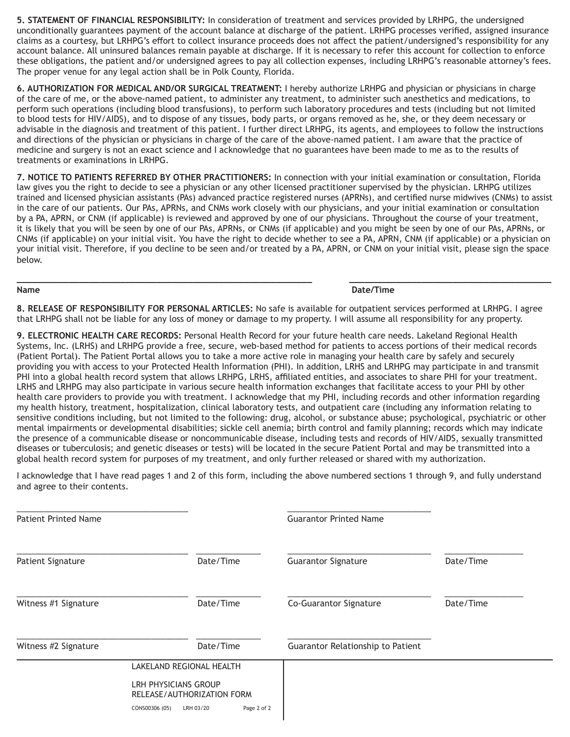**5. STATEMENT OF FINANCIAL RESPONSIBILITY:** In consideration of treatment and services provided by LRHPG, the undersigned unconditionally guarantees payment of the account balance at discharge of the patient. LRHPG processes verified, assigned insurance claims as a courtesy, but LRHPG's effort to collect insurance proceeds does not affect the patient/undersigned's responsibility for any account balance. All uninsured balances remain payable at discharge. If it is necessary to refer this account for collection to enforce these obligations, the patient and/or undersigned agrees to pay all collection expenses, including LRHPG's reasonable attorney's fees. The proper venue for any legal action shall be in Polk County, Florida.

**6. AUTHORIZATION FOR MEDICAL AND/OR SURGICAL TREATMENT:** I hereby authorize LRHPG and physician or physicians in charge of the care of me, or the above-named patient, to administer any treatment, to administer such anesthetics and medications, to perform such operations (including blood transfusions), to perform such laboratory procedures and tests (including but not limited to blood tests for HIV/AIDS), and to dispose of any tissues, body parts, or organs removed as he, she, or they deem necessary or advisable in the diagnosis and treatment of this patient. I further direct LRHPG, its agents, and employees to follow the instructions and directions of the physician or physicians in charge of the care of the above-named patient. I am aware that the practice of medicine and surgery is not an exact science and I acknowledge that no guarantees have been made to me as to the results of treatments or examinations in LRHPG.

**7. NOTICE TO PATIENTS REFERRED BY OTHER PRACTITIONERS:** In connection with your initial examination or consultation, Florida law gives you the right to decide to see a physician or any other licensed practitioner supervised by the physician. LRHPG utilizes trained and licensed physician assistants (PAs) advanced practice registered nurses (APRNs), and certified nurse midwives (CNMs) to assist in the care of our patients. Our PAs, APRNs, and CNMs work closely with our physicians, and your initial examination or consultation by a PA, APRN, or CNM (if applicable) is reviewed and approved by one of our physicians. Throughout the course of your treatment, it is likely that you will be seen by one of our PAs, APRNs, or CNMs (if applicable) and you might be seen by one of our PAs, APRNs, or CNMs (if applicable) on your initial visit. You have the right to decide whether to see a PA, APRN, CNM (if applicable) or a physician on your initial visit. Therefore, if you decline to be seen and/or treated by a PA, APRN, or CNM on your initial visit, please sign the space below.

_______________________________________________ _______________________________

**Name** **Date/Time**

**8. RELEASE OF RESPONSIBILITY FOR PERSONAL ARTICLES:** No safe is available for outpatient services performed at LRHPG. I agree that LRHPG shall not be liable for any loss of money or damage to my property. I will assume all responsibility for any property.

**9. ELECTRONIC HEALTH CARE RECORDS:** Personal Health Record for your future health care needs. Lakeland Regional Health Systems, Inc. (LRHS) and LRHPG provide a free, secure, web-based method for patients to access portions of their medical records (Patient Portal). The Patient Portal allows you to take a more active role in managing your health care by safely and securely providing you with access to your Protected Health Information (PHI). In addition, LRHS and LRHPG may participate in and transmit PHI into a global health record system that allows LRHPG, LRHS, affiliated entities, and associates to share PHI for your treatment. LRHS and LRHPG may also participate in various secure health information exchanges that facilitate access to your PHI by other health care providers to provide you with treatment. I acknowledge that my PHI, including records and other information regarding my health history, treatment, hospitalization, clinical laboratory tests, and outpatient care (including any information relating to sensitive conditions including, but not limited to the following: drug, alcohol, or substance abuse; psychological, psychiatric or other mental impairments or developmental disabilities; sickle cell anemia; birth control and family planning; records which may indicate the presence of a communicable disease or noncommunicable disease, including tests and records of HIV/AIDS, sexually transmitted diseases or tuberculosis; and genetic diseases or tests) will be located in the secure Patient Portal and may be transmitted into a global health record system for purposes of my treatment, and only further released or shared with my authorization.

I acknowledge that I have read pages 1 and 2 of this form, including the above numbered sections 1 through 9, and fully understand and agree to their contents.

| | | | |
|---|---|---|---|
| Patient Printed Name | | Guarantor Printed Name | |
| Patient Signature | Date/Time | Guarantor Signature | Date/Time |
| Witness #1 Signature | Date/Time | Co-Guarantor Signature | Date/Time |
| Witness #2 Signature | Date/Time | Guarantor Relationship to Patient | |

LAKELAND REGIONAL HEALTH

LRH PHYSICIANS GROUP
RELEASE/AUTHORIZATION FORM

CONS00306 (05) LRH 03/20